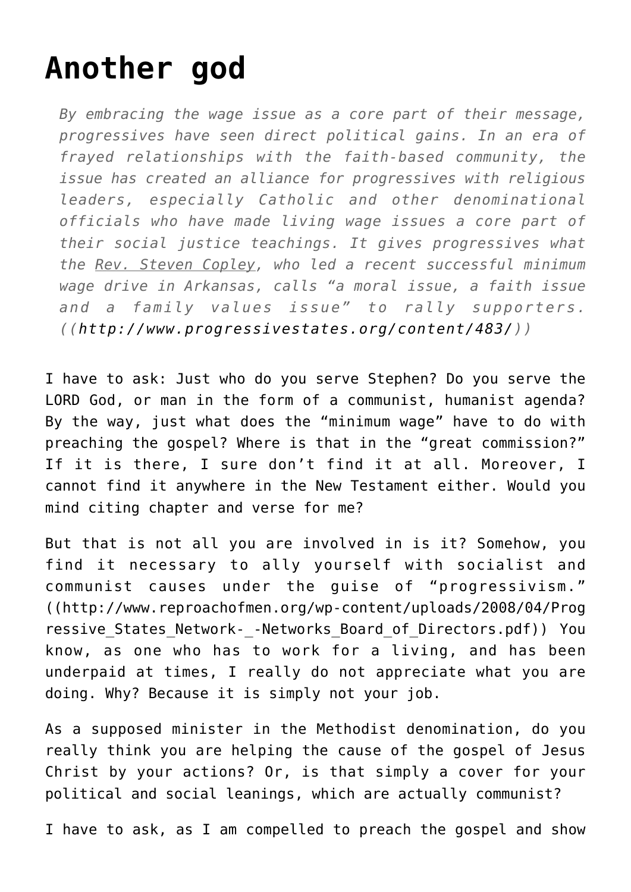# Another god

> *By embracing the wage issue as a core part of their message, progressives have seen direct political gains. In an era of frayed relationships with the faith-based community, the issue has created an alliance for progressives with religious leaders, especially Catholic and other denominational officials who have made living wage issues a core part of their social justice teachings. It gives progressives what the Rev. Steven Copley, who led a recent successful minimum wage drive in Arkansas, calls "a moral issue, a faith issue and a family values issue" to rally supporters. ((http://www.progressivestates.org/content/483/))*

I have to ask: Just who do you serve Stephen? Do you serve the LORD God, or man in the form of a communist, humanist agenda? By the way, just what does the "minimum wage" have to do with preaching the gospel? Where is that in the "great commission?" If it is there, I sure don't find it at all. Moreover, I cannot find it anywhere in the New Testament either. Would you mind citing chapter and verse for me?

But that is not all you are involved in is it? Somehow, you find it necessary to ally yourself with socialist and communist causes under the guise of "progressivism." ((http://www.reproachofmen.org/wp-content/uploads/2008/04/Progressive_States_Network-_-Networks_Board_of_Directors.pdf)) You know, as one who has to work for a living, and has been underpaid at times, I really do not appreciate what you are doing. Why? Because it is simply not your job.

As a supposed minister in the Methodist denomination, do you really think you are helping the cause of the gospel of Jesus Christ by your actions? Or, is that simply a cover for your political and social leanings, which are actually communist?

I have to ask, as I am compelled to preach the gospel and show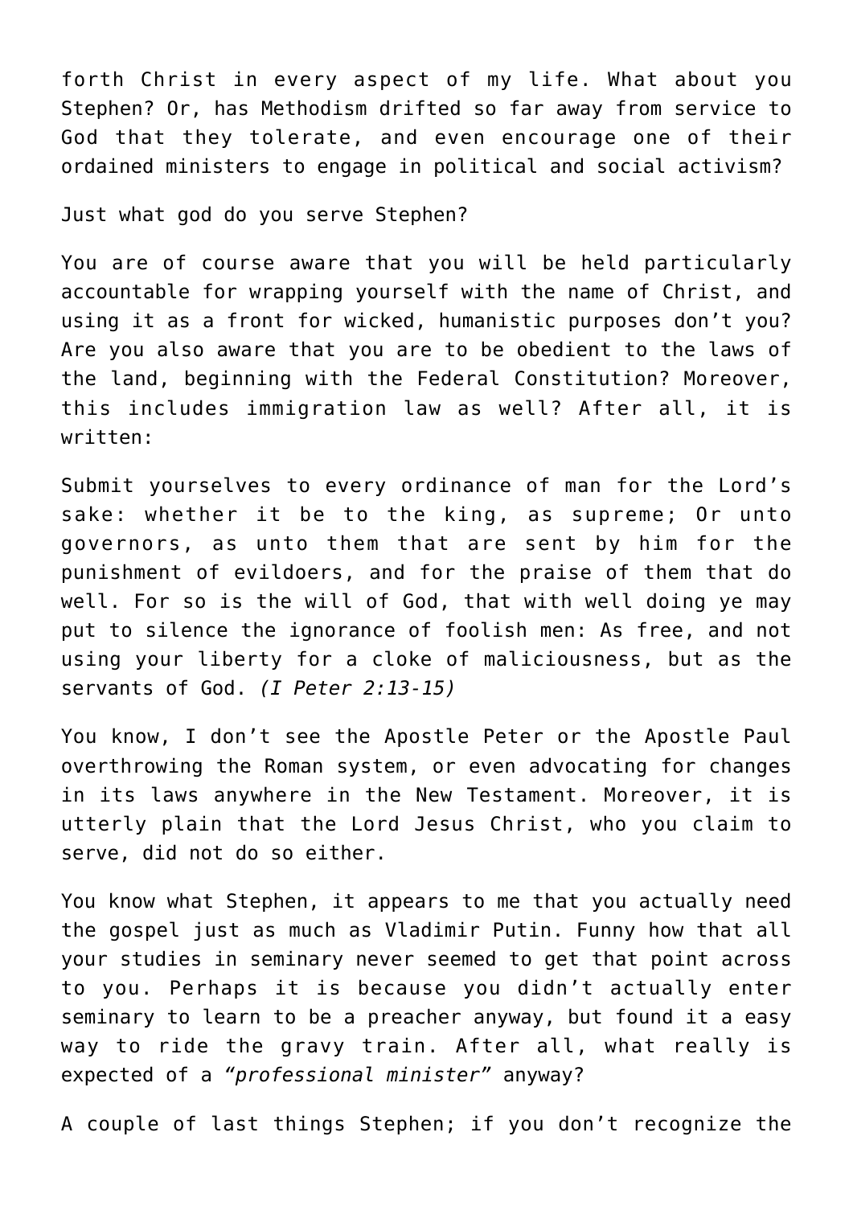forth Christ in every aspect of my life. What about you Stephen? Or, has Methodism drifted so far away from service to God that they tolerate, and even encourage one of their ordained ministers to engage in political and social activism?

Just what god do you serve Stephen?

You are of course aware that you will be held particularly accountable for wrapping yourself with the name of Christ, and using it as a front for wicked, humanistic purposes don't you? Are you also aware that you are to be obedient to the laws of the land, beginning with the Federal Constitution? Moreover, this includes immigration law as well? After all, it is written:

Submit yourselves to every ordinance of man for the Lord's sake: whether it be to the king, as supreme; Or unto governors, as unto them that are sent by him for the punishment of evildoers, and for the praise of them that do well. For so is the will of God, that with well doing ye may put to silence the ignorance of foolish men: As free, and not using your liberty for a cloke of maliciousness, but as the servants of God. *(I Peter 2:13-15)*

You know, I don't see the Apostle Peter or the Apostle Paul overthrowing the Roman system, or even advocating for changes in its laws anywhere in the New Testament. Moreover, it is utterly plain that the Lord Jesus Christ, who you claim to serve, did not do so either.

You know what Stephen, it appears to me that you actually need the gospel just as much as Vladimir Putin. Funny how that all your studies in seminary never seemed to get that point across to you. Perhaps it is because you didn't actually enter seminary to learn to be a preacher anyway, but found it a easy way to ride the gravy train. After all, what really is expected of a *"professional minister"* anyway?

A couple of last things Stephen; if you don't recognize the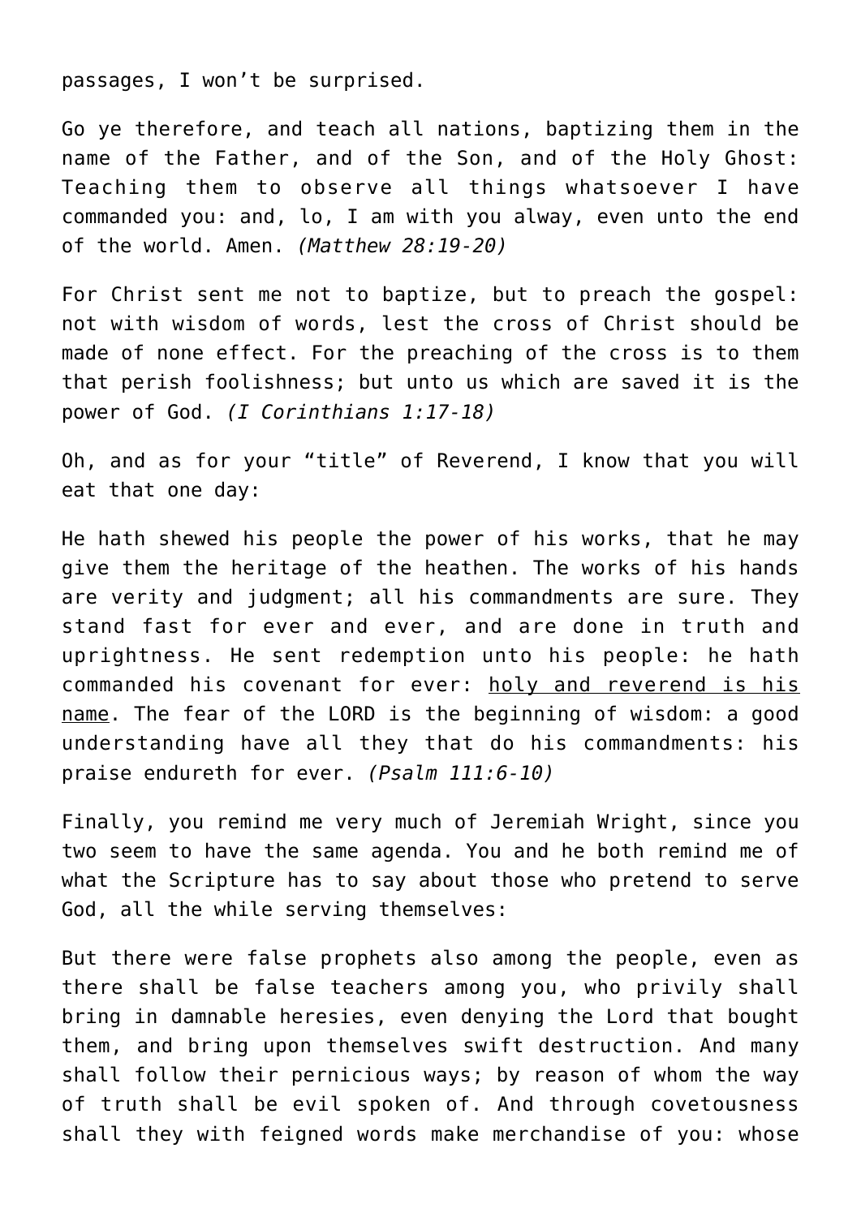passages, I won't be surprised.

Go ye therefore, and teach all nations, baptizing them in the name of the Father, and of the Son, and of the Holy Ghost: Teaching them to observe all things whatsoever I have commanded you: and, lo, I am with you alway, even unto the end of the world. Amen. *(Matthew 28:19-20)*

For Christ sent me not to baptize, but to preach the gospel: not with wisdom of words, lest the cross of Christ should be made of none effect. For the preaching of the cross is to them that perish foolishness; but unto us which are saved it is the power of God. *(I Corinthians 1:17-18)*

Oh, and as for your "title" of Reverend, I know that you will eat that one day:

He hath shewed his people the power of his works, that he may give them the heritage of the heathen. The works of his hands are verity and judgment; all his commandments are sure. They stand fast for ever and ever, and are done in truth and uprightness. He sent redemption unto his people: he hath commanded his covenant for ever: <u>holy and reverend is his name</u>. The fear of the LORD is the beginning of wisdom: a good understanding have all they that do his commandments: his praise endureth for ever. *(Psalm 111:6-10)*

Finally, you remind me very much of Jeremiah Wright, since you two seem to have the same agenda. You and he both remind me of what the Scripture has to say about those who pretend to serve God, all the while serving themselves:

But there were false prophets also among the people, even as there shall be false teachers among you, who privily shall bring in damnable heresies, even denying the Lord that bought them, and bring upon themselves swift destruction. And many shall follow their pernicious ways; by reason of whom the way of truth shall be evil spoken of. And through covetousness shall they with feigned words make merchandise of you: whose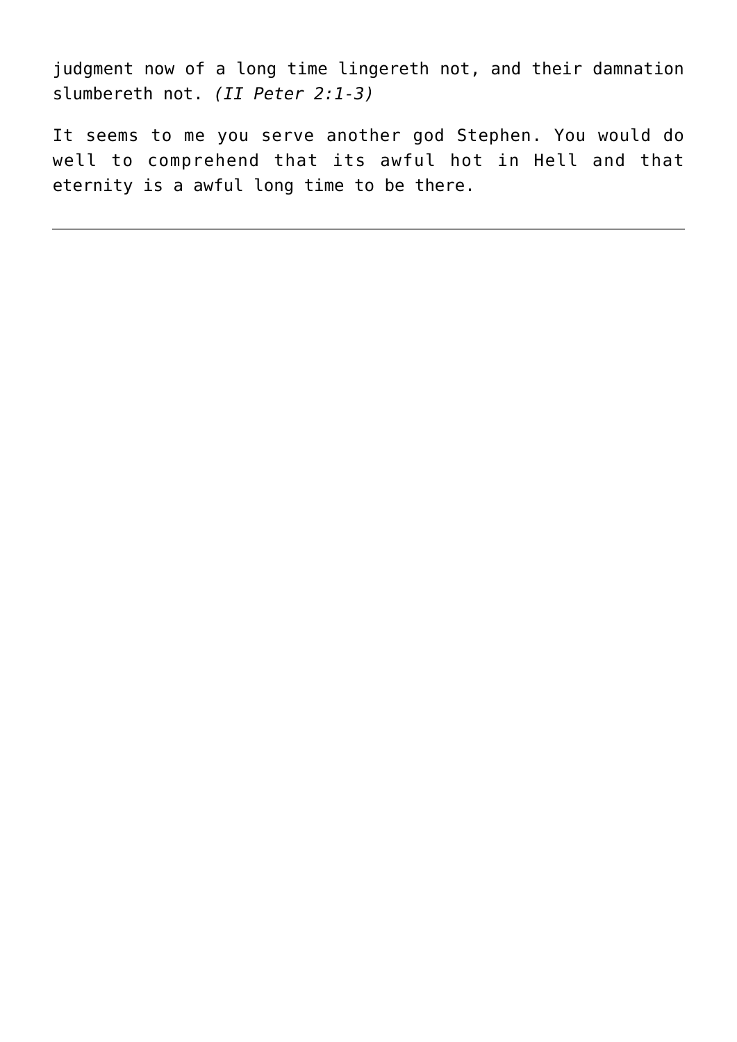judgment now of a long time lingereth not, and their damnation slumbereth not. *(II Peter 2:1-3)*

It seems to me you serve another god Stephen. You would do well to comprehend that its awful hot in Hell and that eternity is a awful long time to be there.

---